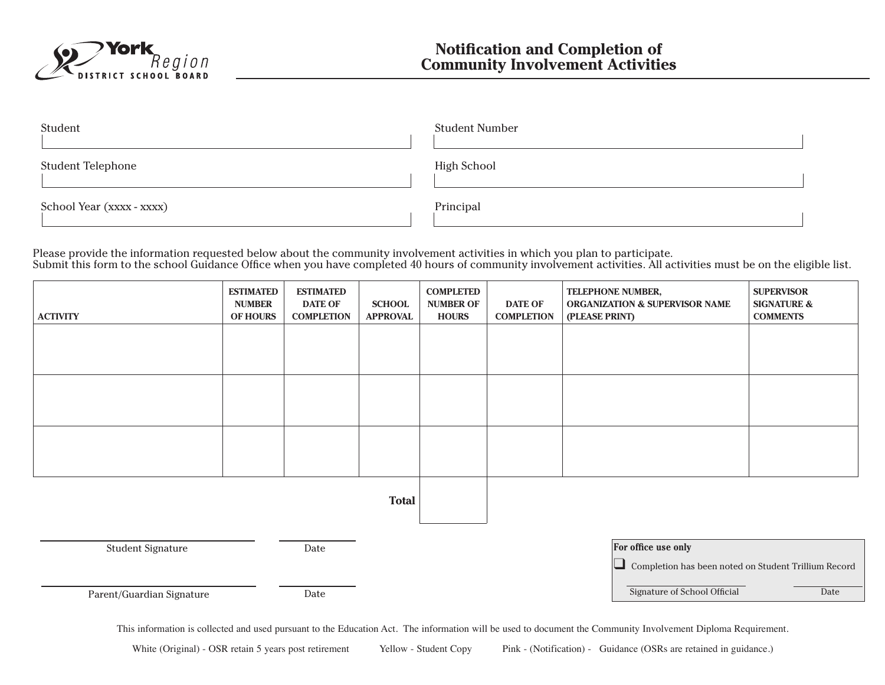York Region DISTRICT SCHOOL BOARD

# Notification and Completion of Community Involvement Activities

Student

Student Number

Student Telephone

High School

School Year (xxxx - xxxx)

Principal

Please provide the information requested below about the community involvement activities in which you plan to participate.
Submit this form to the school Guidance Office when you have completed 40 hours of community involvement activities. All activities must be on the eligible list.

| ACTIVITY | ESTIMATED NUMBER OF HOURS | ESTIMATED DATE OF COMPLETION | SCHOOL APPROVAL | COMPLETED NUMBER OF HOURS | DATE OF COMPLETION | TELEPHONE NUMBER, ORGANIZATION & SUPERVISOR NAME (PLEASE PRINT) | SUPERVISOR SIGNATURE & COMMENTS |
|---|---|---|---|---|---|---|---|
| | | | | | | | |
| | | | | | | | |
| | | | | | | | |
| | | | **Total** | | | | |

Student Signature　　　　Date

Parent/Guardian Signature　　　　Date

**For office use only**

☐ Completion has been noted on Student Trillium Record

Signature of School Official　　　　Date

This information is collected and used pursuant to the Education Act. The information will be used to document the Community Involvement Diploma Requirement.

White (Original) - OSR retain 5 years post retirement　　Yellow - Student Copy　　Pink - (Notification) - Guidance (OSRs are retained in guidance.)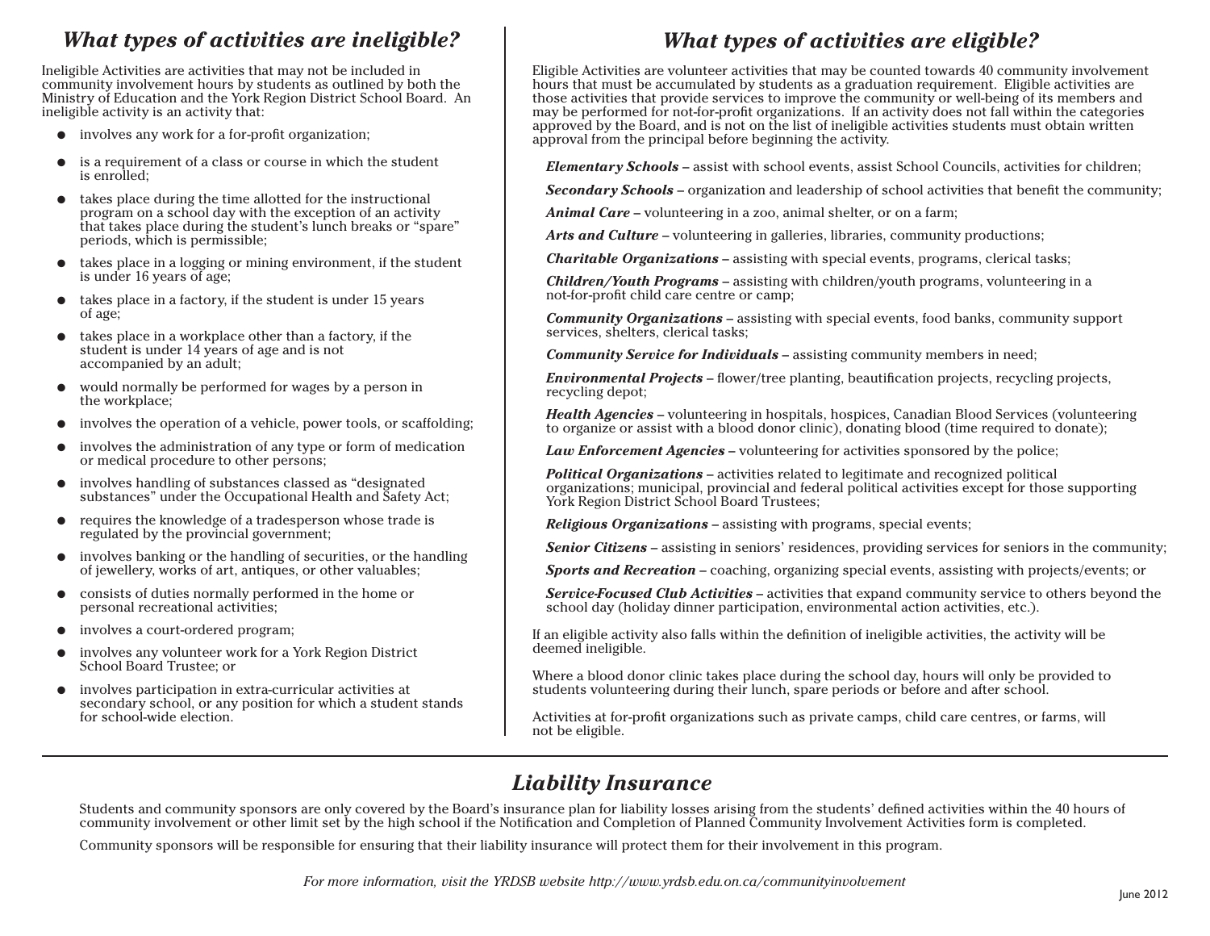## *What types of activities are ineligible?*

Ineligible Activities are activities that may not be included in community involvement hours by students as outlined by both the Ministry of Education and the York Region District School Board. An ineligible activity is an activity that:

- involves any work for a for-profit organization;
- is a requirement of a class or course in which the student is enrolled;
- takes place during the time allotted for the instructional program on a school day with the exception of an activity that takes place during the student's lunch breaks or "spare" periods, which is permissible;
- takes place in a logging or mining environment, if the student is under 16 years of age;
- takes place in a factory, if the student is under 15 years of age;
- takes place in a workplace other than a factory, if the student is under 14 years of age and is not accompanied by an adult;
- would normally be performed for wages by a person in the workplace;
- involves the operation of a vehicle, power tools, or scaffolding;
- involves the administration of any type or form of medication or medical procedure to other persons;
- involves handling of substances classed as "designated substances" under the Occupational Health and Safety Act;
- requires the knowledge of a tradesperson whose trade is regulated by the provincial government;
- involves banking or the handling of securities, or the handling of jewellery, works of art, antiques, or other valuables;
- consists of duties normally performed in the home or personal recreational activities;
- involves a court-ordered program;
- involves any volunteer work for a York Region District School Board Trustee; or
- involves participation in extra-curricular activities at secondary school, or any position for which a student stands for school-wide election.

## *What types of activities are eligible?*

Eligible Activities are volunteer activities that may be counted towards 40 community involvement hours that must be accumulated by students as a graduation requirement. Eligible activities are those activities that provide services to improve the community or well-being of its members and may be performed for not-for-profit organizations. If an activity does not fall within the categories approved by the Board, and is not on the list of ineligible activities students must obtain written approval from the principal before beginning the activity.

***Elementary Schools*** – assist with school events, assist School Councils, activities for children;

***Secondary Schools*** – organization and leadership of school activities that benefit the community;

***Animal Care*** – volunteering in a zoo, animal shelter, or on a farm;

***Arts and Culture*** – volunteering in galleries, libraries, community productions;

***Charitable Organizations*** – assisting with special events, programs, clerical tasks;

***Children/Youth Programs*** – assisting with children/youth programs, volunteering in a not-for-profit child care centre or camp;

***Community Organizations*** – assisting with special events, food banks, community support services, shelters, clerical tasks;

***Community Service for Individuals*** – assisting community members in need;

***Environmental Projects*** – flower/tree planting, beautification projects, recycling projects, recycling depot;

***Health Agencies*** – volunteering in hospitals, hospices, Canadian Blood Services (volunteering to organize or assist with a blood donor clinic), donating blood (time required to donate);

***Law Enforcement Agencies*** – volunteering for activities sponsored by the police;

***Political Organizations*** – activities related to legitimate and recognized political organizations; municipal, provincial and federal political activities except for those supporting York Region District School Board Trustees;

***Religious Organizations*** – assisting with programs, special events;

***Senior Citizens*** – assisting in seniors' residences, providing services for seniors in the community;

***Sports and Recreation*** – coaching, organizing special events, assisting with projects/events; or

***Service-Focused Club Activities*** – activities that expand community service to others beyond the school day (holiday dinner participation, environmental action activities, etc.).

If an eligible activity also falls within the definition of ineligible activities, the activity will be deemed ineligible.

Where a blood donor clinic takes place during the school day, hours will only be provided to students volunteering during their lunch, spare periods or before and after school.

Activities at for-profit organizations such as private camps, child care centres, or farms, will not be eligible.

## *Liability Insurance*

Students and community sponsors are only covered by the Board's insurance plan for liability losses arising from the students' defined activities within the 40 hours of community involvement or other limit set by the high school if the Notification and Completion of Planned Community Involvement Activities form is completed.

Community sponsors will be responsible for ensuring that their liability insurance will protect them for their involvement in this program.

*For more information, visit the YRDSB website http://www.yrdsb.edu.on.ca/communityinvolvement*

June 2012